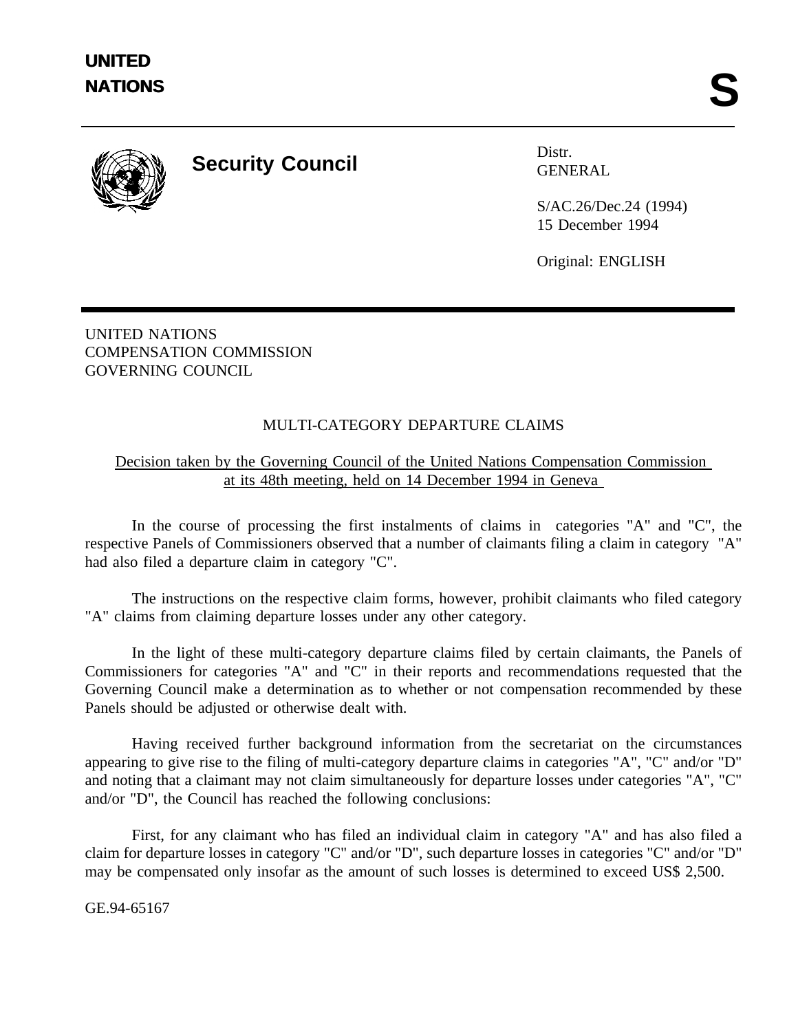**UNITED NATIONS** **S**

**Security Council**

Distr.
GENERAL

S/AC.26/Dec.24 (1994)
15 December 1994

Original: ENGLISH

UNITED NATIONS
COMPENSATION COMMISSION
GOVERNING COUNCIL

MULTI-CATEGORY DEPARTURE CLAIMS

Decision taken by the Governing Council of the United Nations Compensation Commission at its 48th meeting, held on 14 December 1994 in Geneva

In the course of processing the first instalments of claims in categories "A" and "C", the respective Panels of Commissioners observed that a number of claimants filing a claim in category "A" had also filed a departure claim in category "C".

The instructions on the respective claim forms, however, prohibit claimants who filed category "A" claims from claiming departure losses under any other category.

In the light of these multi-category departure claims filed by certain claimants, the Panels of Commissioners for categories "A" and "C" in their reports and recommendations requested that the Governing Council make a determination as to whether or not compensation recommended by these Panels should be adjusted or otherwise dealt with.

Having received further background information from the secretariat on the circumstances appearing to give rise to the filing of multi-category departure claims in categories "A", "C" and/or "D" and noting that a claimant may not claim simultaneously for departure losses under categories "A", "C" and/or "D", the Council has reached the following conclusions:

First, for any claimant who has filed an individual claim in category "A" and has also filed a claim for departure losses in category "C" and/or "D", such departure losses in categories "C" and/or "D" may be compensated only insofar as the amount of such losses is determined to exceed US$ 2,500.

GE.94-65167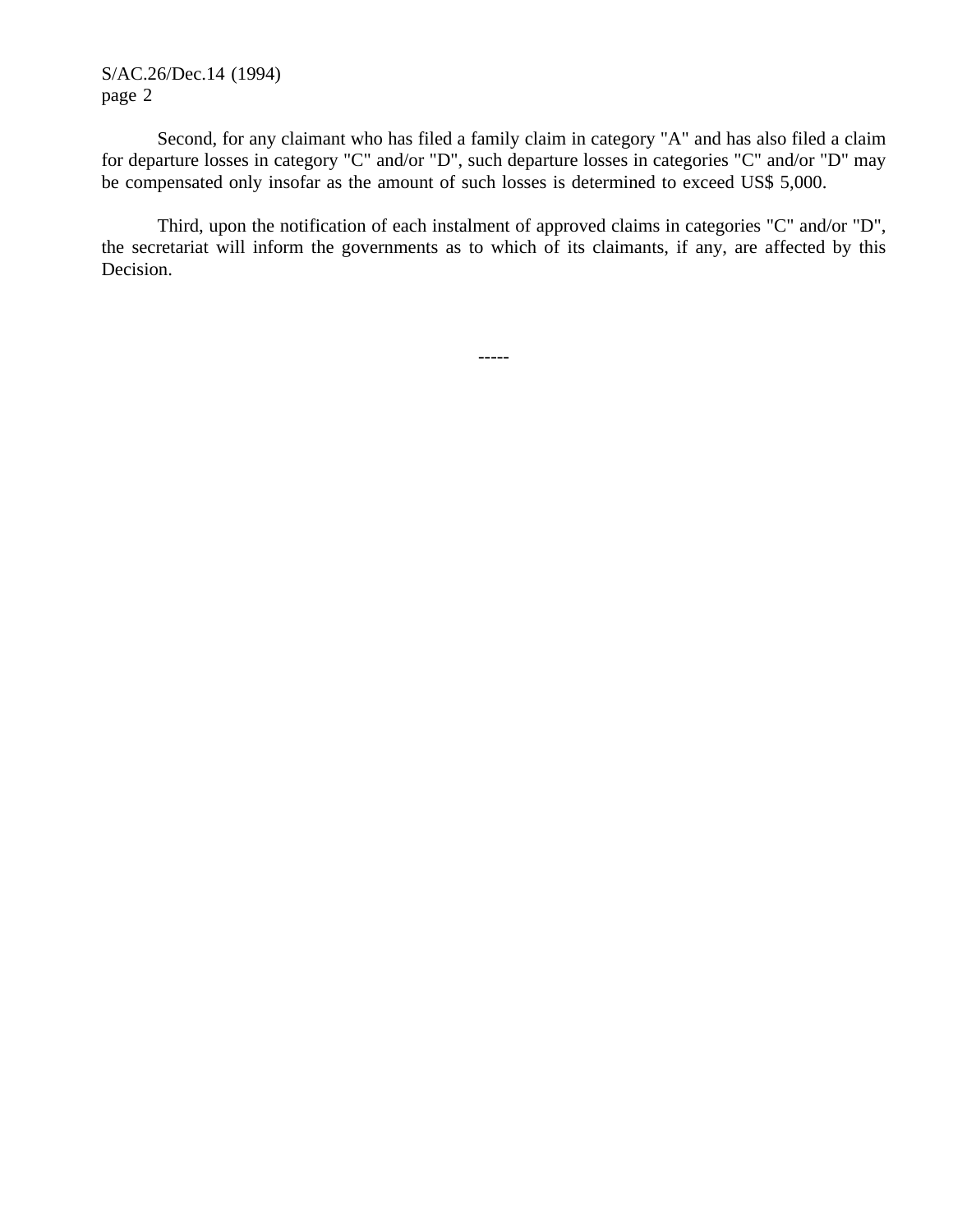Second, for any claimant who has filed a family claim in category "A" and has also filed a claim for departure losses in category "C" and/or "D", such departure losses in categories "C" and/or "D" may be compensated only insofar as the amount of such losses is determined to exceed US$ 5,000.

Third, upon the notification of each instalment of approved claims in categories "C" and/or "D", the secretariat will inform the governments as to which of its claimants, if any, are affected by this Decision.

-----